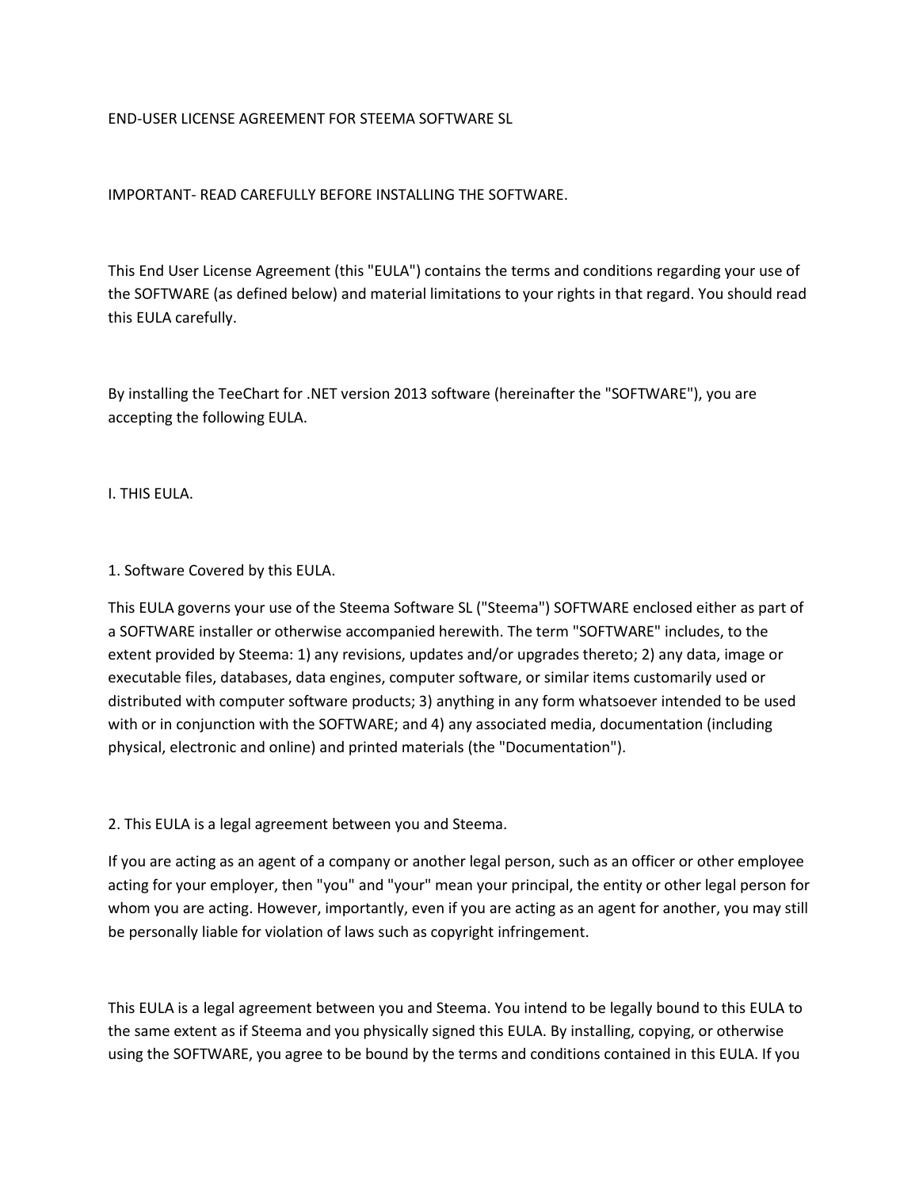# END-USER LICENSE AGREEMENT FOR STEEMA SOFTWARE SL

IMPORTANT- READ CAREFULLY BEFORE INSTALLING THE SOFTWARE.

This End User License Agreement (this "EULA") contains the terms and conditions regarding your use of the SOFTWARE (as defined below) and material limitations to your rights in that regard. You should read this EULA carefully.

By installing the TeeChart for .NET version 2013 software (hereinafter the "SOFTWARE"), you are accepting the following EULA.

## I. THIS EULA.

### 1. Software Covered by this EULA.

This EULA governs your use of the Steema Software SL ("Steema") SOFTWARE enclosed either as part of a SOFTWARE installer or otherwise accompanied herewith. The term "SOFTWARE" includes, to the extent provided by Steema: 1) any revisions, updates and/or upgrades thereto; 2) any data, image or executable files, databases, data engines, computer software, or similar items customarily used or distributed with computer software products; 3) anything in any form whatsoever intended to be used with or in conjunction with the SOFTWARE; and 4) any associated media, documentation (including physical, electronic and online) and printed materials (the "Documentation").

### 2. This EULA is a legal agreement between you and Steema.

If you are acting as an agent of a company or another legal person, such as an officer or other employee acting for your employer, then "you" and "your" mean your principal, the entity or other legal person for whom you are acting. However, importantly, even if you are acting as an agent for another, you may still be personally liable for violation of laws such as copyright infringement.

This EULA is a legal agreement between you and Steema. You intend to be legally bound to this EULA to the same extent as if Steema and you physically signed this EULA. By installing, copying, or otherwise using the SOFTWARE, you agree to be bound by the terms and conditions contained in this EULA. If you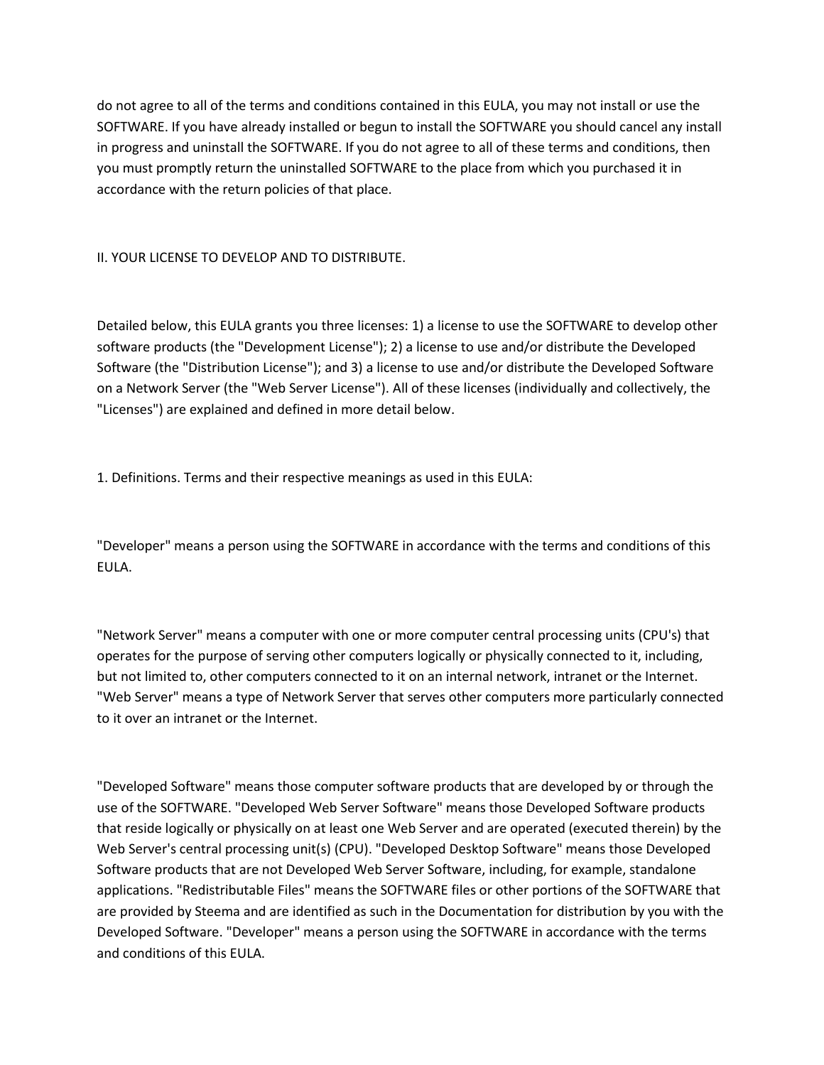do not agree to all of the terms and conditions contained in this EULA, you may not install or use the SOFTWARE. If you have already installed or begun to install the SOFTWARE you should cancel any install in progress and uninstall the SOFTWARE. If you do not agree to all of these terms and conditions, then you must promptly return the uninstalled SOFTWARE to the place from which you purchased it in accordance with the return policies of that place.

## II. YOUR LICENSE TO DEVELOP AND TO DISTRIBUTE.

Detailed below, this EULA grants you three licenses: 1) a license to use the SOFTWARE to develop other software products (the "Development License"); 2) a license to use and/or distribute the Developed Software (the "Distribution License"); and 3) a license to use and/or distribute the Developed Software on a Network Server (the "Web Server License"). All of these licenses (individually and collectively, the "Licenses") are explained and defined in more detail below.

1. Definitions. Terms and their respective meanings as used in this EULA:

"Developer" means a person using the SOFTWARE in accordance with the terms and conditions of this EULA.

"Network Server" means a computer with one or more computer central processing units (CPU's) that operates for the purpose of serving other computers logically or physically connected to it, including, but not limited to, other computers connected to it on an internal network, intranet or the Internet. "Web Server" means a type of Network Server that serves other computers more particularly connected to it over an intranet or the Internet.

"Developed Software" means those computer software products that are developed by or through the use of the SOFTWARE. "Developed Web Server Software" means those Developed Software products that reside logically or physically on at least one Web Server and are operated (executed therein) by the Web Server's central processing unit(s) (CPU). "Developed Desktop Software" means those Developed Software products that are not Developed Web Server Software, including, for example, standalone applications. "Redistributable Files" means the SOFTWARE files or other portions of the SOFTWARE that are provided by Steema and are identified as such in the Documentation for distribution by you with the Developed Software. "Developer" means a person using the SOFTWARE in accordance with the terms and conditions of this EULA.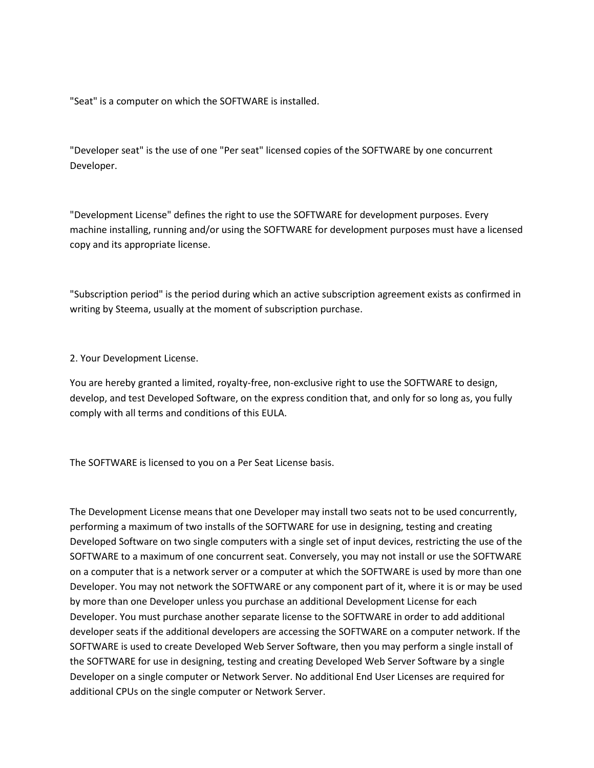"Seat" is a computer on which the SOFTWARE is installed.

"Developer seat" is the use of one "Per seat" licensed copies of the SOFTWARE by one concurrent Developer.

"Development License" defines the right to use the SOFTWARE for development purposes. Every machine installing, running and/or using the SOFTWARE for development purposes must have a licensed copy and its appropriate license.

"Subscription period" is the period during which an active subscription agreement exists as confirmed in writing by Steema, usually at the moment of subscription purchase.

2. Your Development License.

You are hereby granted a limited, royalty-free, non-exclusive right to use the SOFTWARE to design, develop, and test Developed Software, on the express condition that, and only for so long as, you fully comply with all terms and conditions of this EULA.

The SOFTWARE is licensed to you on a Per Seat License basis.

The Development License means that one Developer may install two seats not to be used concurrently, performing a maximum of two installs of the SOFTWARE for use in designing, testing and creating Developed Software on two single computers with a single set of input devices, restricting the use of the SOFTWARE to a maximum of one concurrent seat. Conversely, you may not install or use the SOFTWARE on a computer that is a network server or a computer at which the SOFTWARE is used by more than one Developer. You may not network the SOFTWARE or any component part of it, where it is or may be used by more than one Developer unless you purchase an additional Development License for each Developer. You must purchase another separate license to the SOFTWARE in order to add additional developer seats if the additional developers are accessing the SOFTWARE on a computer network. If the SOFTWARE is used to create Developed Web Server Software, then you may perform a single install of the SOFTWARE for use in designing, testing and creating Developed Web Server Software by a single Developer on a single computer or Network Server. No additional End User Licenses are required for additional CPUs on the single computer or Network Server.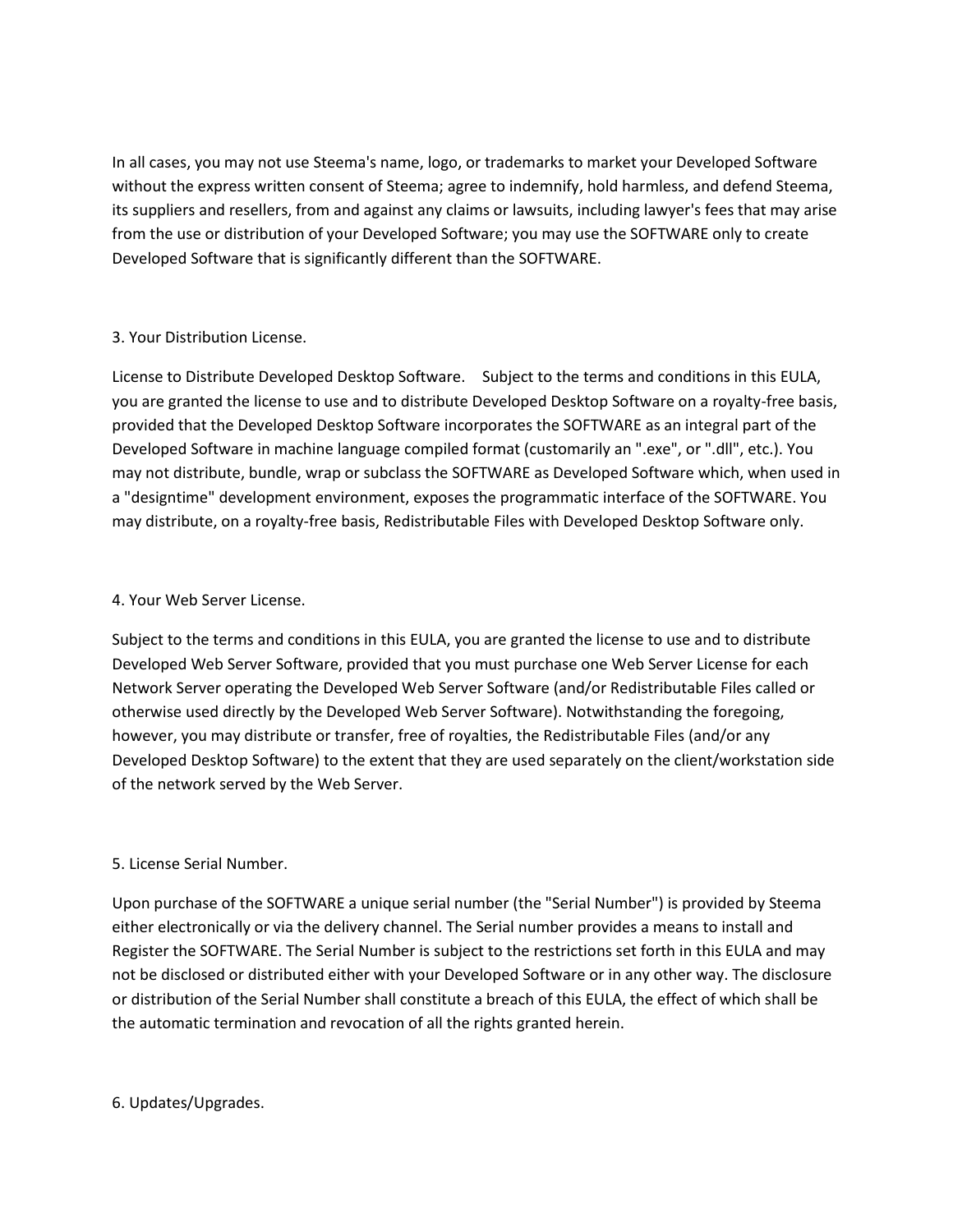In all cases, you may not use Steema's name, logo, or trademarks to market your Developed Software without the express written consent of Steema; agree to indemnify, hold harmless, and defend Steema, its suppliers and resellers, from and against any claims or lawsuits, including lawyer's fees that may arise from the use or distribution of your Developed Software; you may use the SOFTWARE only to create Developed Software that is significantly different than the SOFTWARE.

3. Your Distribution License.

License to Distribute Developed Desktop Software. Subject to the terms and conditions in this EULA, you are granted the license to use and to distribute Developed Desktop Software on a royalty-free basis, provided that the Developed Desktop Software incorporates the SOFTWARE as an integral part of the Developed Software in machine language compiled format (customarily an ".exe", or ".dll", etc.). You may not distribute, bundle, wrap or subclass the SOFTWARE as Developed Software which, when used in a "designtime" development environment, exposes the programmatic interface of the SOFTWARE. You may distribute, on a royalty-free basis, Redistributable Files with Developed Desktop Software only.

4. Your Web Server License.

Subject to the terms and conditions in this EULA, you are granted the license to use and to distribute Developed Web Server Software, provided that you must purchase one Web Server License for each Network Server operating the Developed Web Server Software (and/or Redistributable Files called or otherwise used directly by the Developed Web Server Software). Notwithstanding the foregoing, however, you may distribute or transfer, free of royalties, the Redistributable Files (and/or any Developed Desktop Software) to the extent that they are used separately on the client/workstation side of the network served by the Web Server.

5. License Serial Number.

Upon purchase of the SOFTWARE a unique serial number (the "Serial Number") is provided by Steema either electronically or via the delivery channel. The Serial number provides a means to install and Register the SOFTWARE. The Serial Number is subject to the restrictions set forth in this EULA and may not be disclosed or distributed either with your Developed Software or in any other way. The disclosure or distribution of the Serial Number shall constitute a breach of this EULA, the effect of which shall be the automatic termination and revocation of all the rights granted herein.

6. Updates/Upgrades.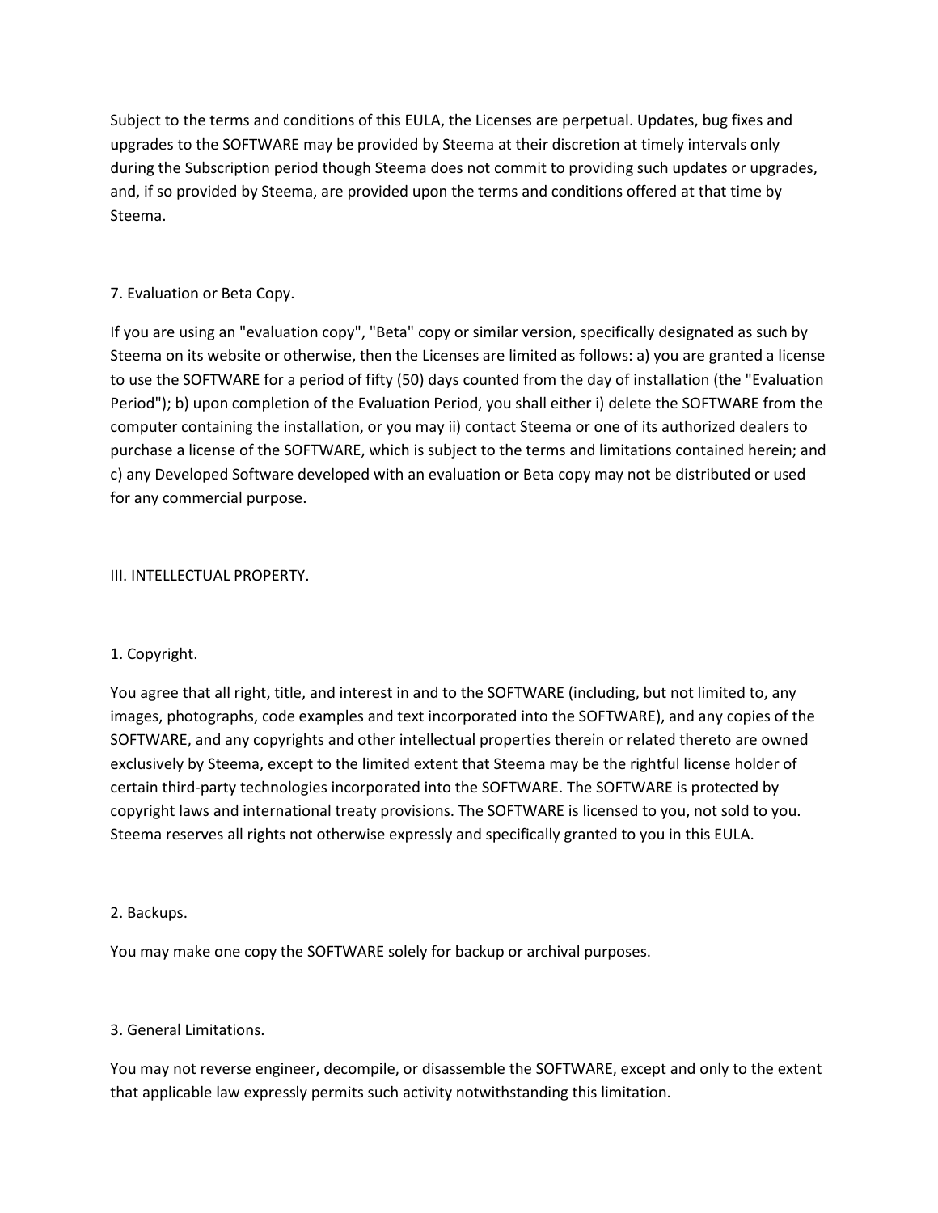Subject to the terms and conditions of this EULA, the Licenses are perpetual. Updates, bug fixes and upgrades to the SOFTWARE may be provided by Steema at their discretion at timely intervals only during the Subscription period though Steema does not commit to providing such updates or upgrades, and, if so provided by Steema, are provided upon the terms and conditions offered at that time by Steema.

7. Evaluation or Beta Copy.

If you are using an "evaluation copy", "Beta" copy or similar version, specifically designated as such by Steema on its website or otherwise, then the Licenses are limited as follows: a) you are granted a license to use the SOFTWARE for a period of fifty (50) days counted from the day of installation (the "Evaluation Period"); b) upon completion of the Evaluation Period, you shall either i) delete the SOFTWARE from the computer containing the installation, or you may ii) contact Steema or one of its authorized dealers to purchase a license of the SOFTWARE, which is subject to the terms and limitations contained herein; and c) any Developed Software developed with an evaluation or Beta copy may not be distributed or used for any commercial purpose.

III. INTELLECTUAL PROPERTY.

1. Copyright.

You agree that all right, title, and interest in and to the SOFTWARE (including, but not limited to, any images, photographs, code examples and text incorporated into the SOFTWARE), and any copies of the SOFTWARE, and any copyrights and other intellectual properties therein or related thereto are owned exclusively by Steema, except to the limited extent that Steema may be the rightful license holder of certain third-party technologies incorporated into the SOFTWARE. The SOFTWARE is protected by copyright laws and international treaty provisions. The SOFTWARE is licensed to you, not sold to you. Steema reserves all rights not otherwise expressly and specifically granted to you in this EULA.

2. Backups.

You may make one copy the SOFTWARE solely for backup or archival purposes.

3. General Limitations.

You may not reverse engineer, decompile, or disassemble the SOFTWARE, except and only to the extent that applicable law expressly permits such activity notwithstanding this limitation.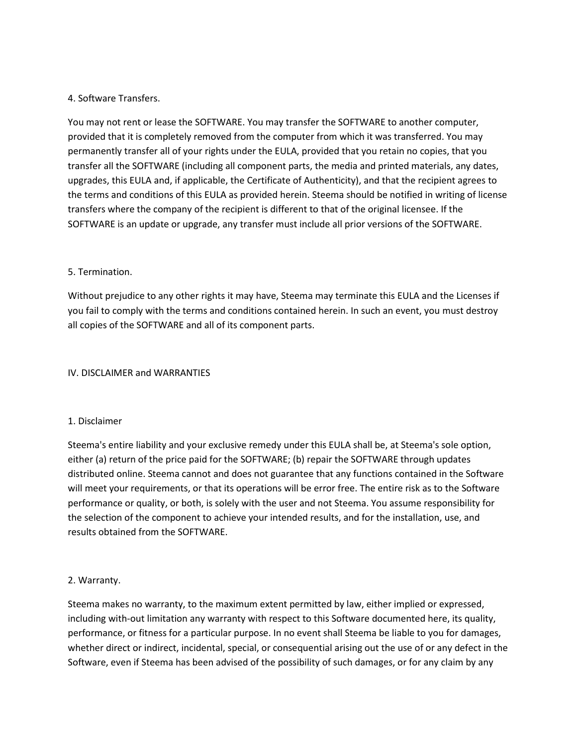4. Software Transfers.

You may not rent or lease the SOFTWARE. You may transfer the SOFTWARE to another computer, provided that it is completely removed from the computer from which it was transferred. You may permanently transfer all of your rights under the EULA, provided that you retain no copies, that you transfer all the SOFTWARE (including all component parts, the media and printed materials, any dates, upgrades, this EULA and, if applicable, the Certificate of Authenticity), and that the recipient agrees to the terms and conditions of this EULA as provided herein. Steema should be notified in writing of license transfers where the company of the recipient is different to that of the original licensee. If the SOFTWARE is an update or upgrade, any transfer must include all prior versions of the SOFTWARE.

5. Termination.

Without prejudice to any other rights it may have, Steema may terminate this EULA and the Licenses if you fail to comply with the terms and conditions contained herein. In such an event, you must destroy all copies of the SOFTWARE and all of its component parts.

IV. DISCLAIMER and WARRANTIES

1. Disclaimer

Steema's entire liability and your exclusive remedy under this EULA shall be, at Steema's sole option, either (a) return of the price paid for the SOFTWARE; (b) repair the SOFTWARE through updates distributed online. Steema cannot and does not guarantee that any functions contained in the Software will meet your requirements, or that its operations will be error free. The entire risk as to the Software performance or quality, or both, is solely with the user and not Steema. You assume responsibility for the selection of the component to achieve your intended results, and for the installation, use, and results obtained from the SOFTWARE.

2. Warranty.

Steema makes no warranty, to the maximum extent permitted by law, either implied or expressed, including with-out limitation any warranty with respect to this Software documented here, its quality, performance, or fitness for a particular purpose. In no event shall Steema be liable to you for damages, whether direct or indirect, incidental, special, or consequential arising out the use of or any defect in the Software, even if Steema has been advised of the possibility of such damages, or for any claim by any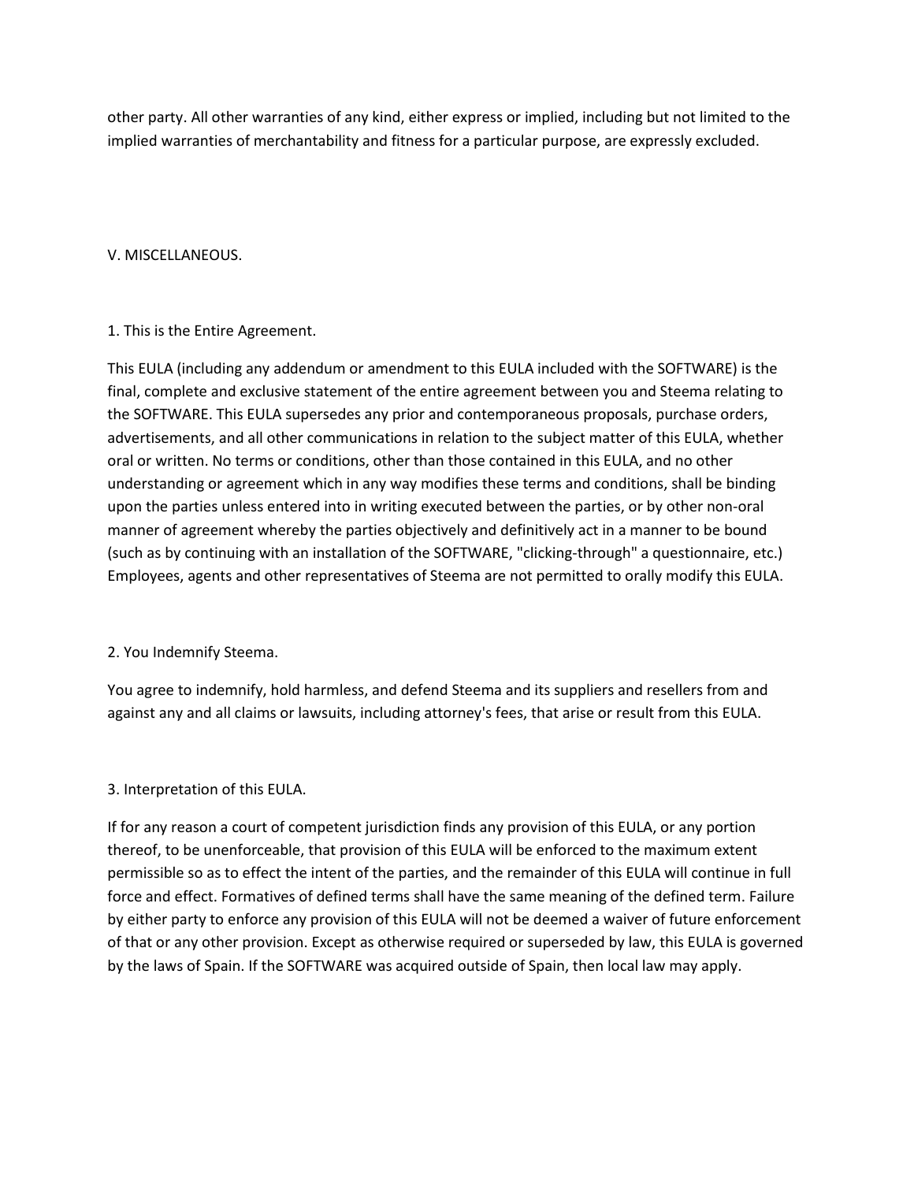other party. All other warranties of any kind, either express or implied, including but not limited to the implied warranties of merchantability and fitness for a particular purpose, are expressly excluded.

## V. MISCELLANEOUS.

### 1. This is the Entire Agreement.

This EULA (including any addendum or amendment to this EULA included with the SOFTWARE) is the final, complete and exclusive statement of the entire agreement between you and Steema relating to the SOFTWARE. This EULA supersedes any prior and contemporaneous proposals, purchase orders, advertisements, and all other communications in relation to the subject matter of this EULA, whether oral or written. No terms or conditions, other than those contained in this EULA, and no other understanding or agreement which in any way modifies these terms and conditions, shall be binding upon the parties unless entered into in writing executed between the parties, or by other non-oral manner of agreement whereby the parties objectively and definitively act in a manner to be bound (such as by continuing with an installation of the SOFTWARE, "clicking-through" a questionnaire, etc.) Employees, agents and other representatives of Steema are not permitted to orally modify this EULA.

### 2. You Indemnify Steema.

You agree to indemnify, hold harmless, and defend Steema and its suppliers and resellers from and against any and all claims or lawsuits, including attorney's fees, that arise or result from this EULA.

### 3. Interpretation of this EULA.

If for any reason a court of competent jurisdiction finds any provision of this EULA, or any portion thereof, to be unenforceable, that provision of this EULA will be enforced to the maximum extent permissible so as to effect the intent of the parties, and the remainder of this EULA will continue in full force and effect. Formatives of defined terms shall have the same meaning of the defined term. Failure by either party to enforce any provision of this EULA will not be deemed a waiver of future enforcement of that or any other provision. Except as otherwise required or superseded by law, this EULA is governed by the laws of Spain. If the SOFTWARE was acquired outside of Spain, then local law may apply.